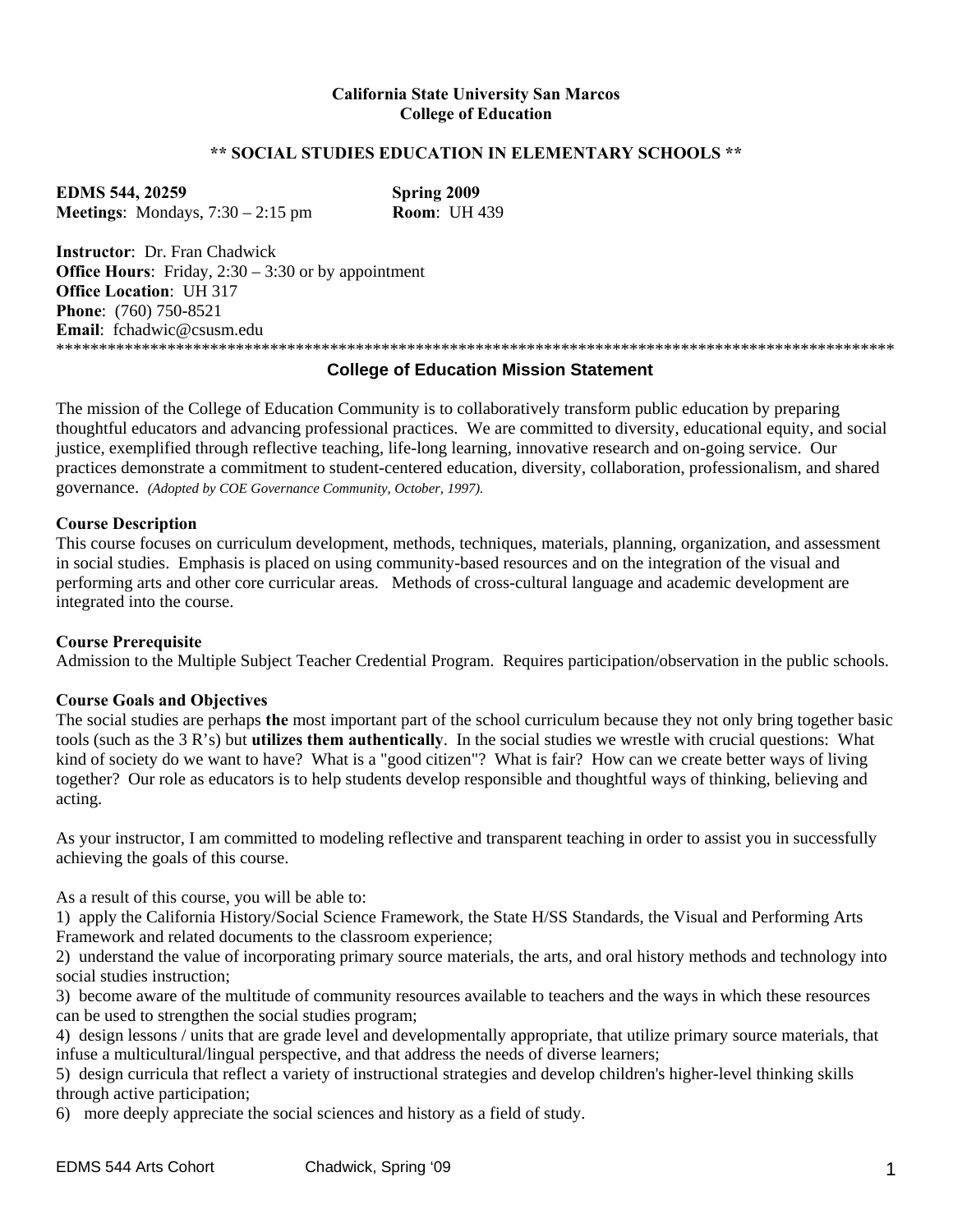**California State University San Marcos**
**College of Education**

**\*\* SOCIAL STUDIES EDUCATION IN ELEMENTARY SCHOOLS \*\***

**EDMS 544, 20259** **Spring 2009**
**Meetings**: Mondays, 7:30 – 2:15 pm **Room**: UH 439

**Instructor**: Dr. Fran Chadwick
**Office Hours**: Friday, 2:30 – 3:30 or by appointment
**Office Location**: UH 317
**Phone**: (760) 750-8521
**Email**: fchadwic@csusm.edu

\*\*\*\*\*\*\*\*\*\*\*\*\*\*\*\*\*\*\*\*\*\*\*\*\*\*\*\*\*\*\*\*\*\*\*\*\*\*\*\*\*\*\*\*\*\*\*\*\*\*\*\*\*\*\*\*\*\*\*\*\*\*\*\*\*\*\*\*\*\*\*\*\*\*\*\*\*\*\*\*\*\*\*\*\*\*\*\*\*\*\*\*\*\*\*\*\*\*\*\*

## College of Education Mission Statement

The mission of the College of Education Community is to collaboratively transform public education by preparing thoughtful educators and advancing professional practices. We are committed to diversity, educational equity, and social justice, exemplified through reflective teaching, life-long learning, innovative research and on-going service. Our practices demonstrate a commitment to student-centered education, diversity, collaboration, professionalism, and shared governance. *(Adopted by COE Governance Community, October, 1997).*

### Course Description

This course focuses on curriculum development, methods, techniques, materials, planning, organization, and assessment in social studies. Emphasis is placed on using community-based resources and on the integration of the visual and performing arts and other core curricular areas. Methods of cross-cultural language and academic development are integrated into the course.

### Course Prerequisite

Admission to the Multiple Subject Teacher Credential Program. Requires participation/observation in the public schools.

### Course Goals and Objectives

The social studies are perhaps **the** most important part of the school curriculum because they not only bring together basic tools (such as the 3 R's) but **utilizes them authentically**. In the social studies we wrestle with crucial questions: What kind of society do we want to have? What is a "good citizen"? What is fair? How can we create better ways of living together? Our role as educators is to help students develop responsible and thoughtful ways of thinking, believing and acting.

As your instructor, I am committed to modeling reflective and transparent teaching in order to assist you in successfully achieving the goals of this course.

As a result of this course, you will be able to:

1) apply the California History/Social Science Framework, the State H/SS Standards, the Visual and Performing Arts Framework and related documents to the classroom experience;
2) understand the value of incorporating primary source materials, the arts, and oral history methods and technology into social studies instruction;
3) become aware of the multitude of community resources available to teachers and the ways in which these resources can be used to strengthen the social studies program;
4) design lessons / units that are grade level and developmentally appropriate, that utilize primary source materials, that infuse a multicultural/lingual perspective, and that address the needs of diverse learners;
5) design curricula that reflect a variety of instructional strategies and develop children's higher-level thinking skills through active participation;
6) more deeply appreciate the social sciences and history as a field of study.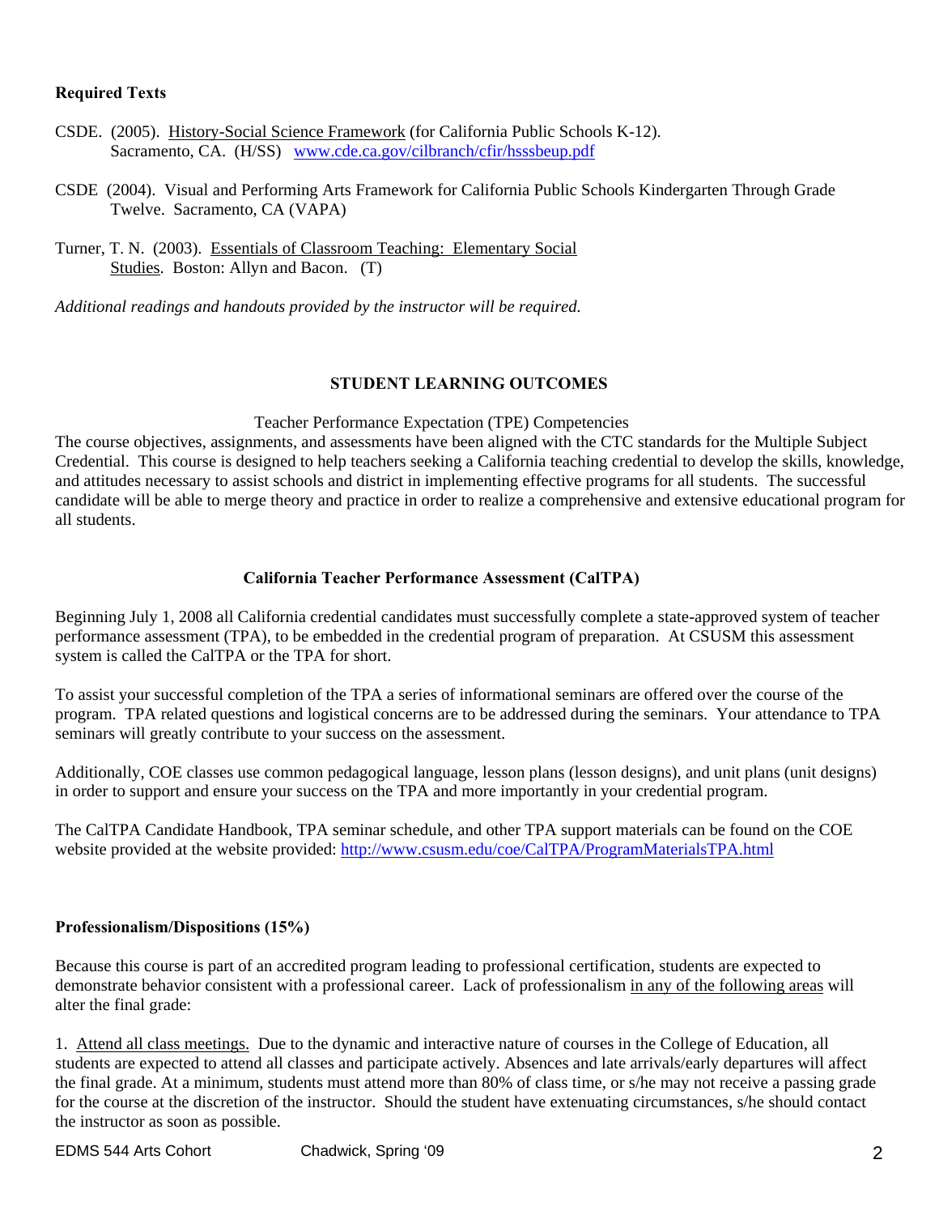**Required Texts**

CSDE. (2005). History-Social Science Framework (for California Public Schools K-12). Sacramento, CA. (H/SS) www.cde.ca.gov/cilbranch/cfir/hsssbeup.pdf

CSDE (2004). Visual and Performing Arts Framework for California Public Schools Kindergarten Through Grade Twelve. Sacramento, CA (VAPA)

Turner, T. N. (2003). Essentials of Classroom Teaching: Elementary Social Studies. Boston: Allyn and Bacon. (T)

*Additional readings and handouts provided by the instructor will be required.*

## STUDENT LEARNING OUTCOMES

Teacher Performance Expectation (TPE) Competencies

The course objectives, assignments, and assessments have been aligned with the CTC standards for the Multiple Subject Credential. This course is designed to help teachers seeking a California teaching credential to develop the skills, knowledge, and attitudes necessary to assist schools and district in implementing effective programs for all students. The successful candidate will be able to merge theory and practice in order to realize a comprehensive and extensive educational program for all students.

## California Teacher Performance Assessment (CalTPA)

Beginning July 1, 2008 all California credential candidates must successfully complete a state-approved system of teacher performance assessment (TPA), to be embedded in the credential program of preparation. At CSUSM this assessment system is called the CalTPA or the TPA for short.

To assist your successful completion of the TPA a series of informational seminars are offered over the course of the program. TPA related questions and logistical concerns are to be addressed during the seminars. Your attendance to TPA seminars will greatly contribute to your success on the assessment.

Additionally, COE classes use common pedagogical language, lesson plans (lesson designs), and unit plans (unit designs) in order to support and ensure your success on the TPA and more importantly in your credential program.

The CalTPA Candidate Handbook, TPA seminar schedule, and other TPA support materials can be found on the COE website provided at the website provided: http://www.csusm.edu/coe/CalTPA/ProgramMaterialsTPA.html

**Professionalism/Dispositions (15%)**

Because this course is part of an accredited program leading to professional certification, students are expected to demonstrate behavior consistent with a professional career. Lack of professionalism in any of the following areas will alter the final grade:

1. Attend all class meetings. Due to the dynamic and interactive nature of courses in the College of Education, all students are expected to attend all classes and participate actively. Absences and late arrivals/early departures will affect the final grade. At a minimum, students must attend more than 80% of class time, or s/he may not receive a passing grade for the course at the discretion of the instructor. Should the student have extenuating circumstances, s/he should contact the instructor as soon as possible.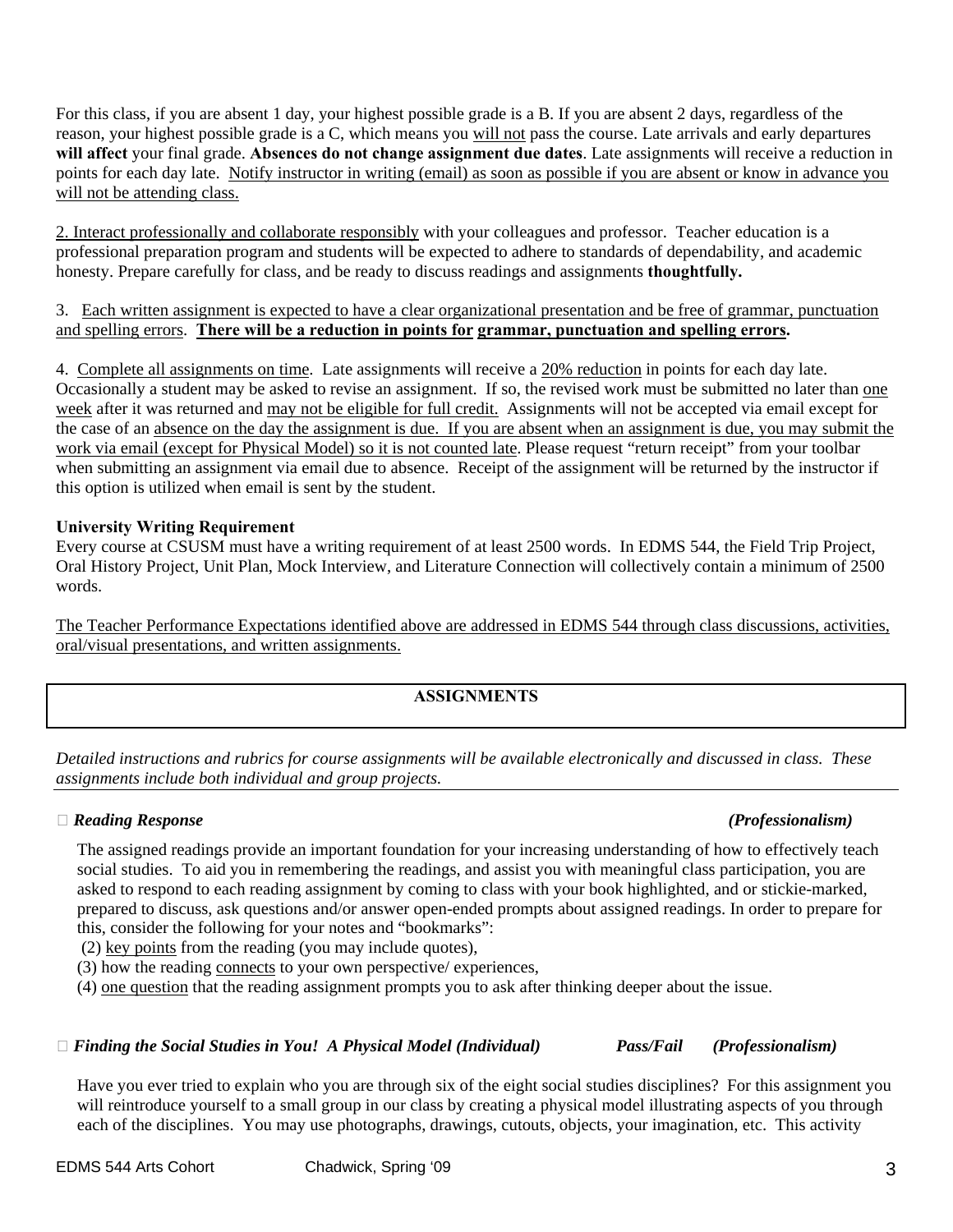For this class, if you are absent 1 day, your highest possible grade is a B. If you are absent 2 days, regardless of the reason, your highest possible grade is a C, which means you will not pass the course. Late arrivals and early departures **will affect** your final grade. **Absences do not change assignment due dates**. Late assignments will receive a reduction in points for each day late. Notify instructor in writing (email) as soon as possible if you are absent or know in advance you will not be attending class.

2. Interact professionally and collaborate responsibly with your colleagues and professor. Teacher education is a professional preparation program and students will be expected to adhere to standards of dependability, and academic honesty. Prepare carefully for class, and be ready to discuss readings and assignments **thoughtfully.**

3. Each written assignment is expected to have a clear organizational presentation and be free of grammar, punctuation and spelling errors. **There will be a reduction in points for grammar, punctuation and spelling errors.**

4. Complete all assignments on time. Late assignments will receive a 20% reduction in points for each day late. Occasionally a student may be asked to revise an assignment. If so, the revised work must be submitted no later than one week after it was returned and may not be eligible for full credit. Assignments will not be accepted via email except for the case of an absence on the day the assignment is due. If you are absent when an assignment is due, you may submit the work via email (except for Physical Model) so it is not counted late. Please request "return receipt" from your toolbar when submitting an assignment via email due to absence. Receipt of the assignment will be returned by the instructor if this option is utilized when email is sent by the student.

**University Writing Requirement**

Every course at CSUSM must have a writing requirement of at least 2500 words. In EDMS 544, the Field Trip Project, Oral History Project, Unit Plan, Mock Interview, and Literature Connection will collectively contain a minimum of 2500 words.

The Teacher Performance Expectations identified above are addressed in EDMS 544 through class discussions, activities, oral/visual presentations, and written assignments.

## ASSIGNMENTS

*Detailed instructions and rubrics for course assignments will be available electronically and discussed in class. These assignments include both individual and group projects.*

- ***Reading Response*** ***(Professionalism)***

  The assigned readings provide an important foundation for your increasing understanding of how to effectively teach social studies. To aid you in remembering the readings, and assist you with meaningful class participation, you are asked to respond to each reading assignment by coming to class with your book highlighted, and or stickie-marked, prepared to discuss, ask questions and/or answer open-ended prompts about assigned readings. In order to prepare for this, consider the following for your notes and "bookmarks":

  (2) key points from the reading (you may include quotes),
  (3) how the reading connects to your own perspective/ experiences,
  (4) one question that the reading assignment prompts you to ask after thinking deeper about the issue.

- ***Finding the Social Studies in You! A Physical Model (Individual)*** ***Pass/Fail*** ***(Professionalism)***

  Have you ever tried to explain who you are through six of the eight social studies disciplines? For this assignment you will reintroduce yourself to a small group in our class by creating a physical model illustrating aspects of you through each of the disciplines. You may use photographs, drawings, cutouts, objects, your imagination, etc. This activity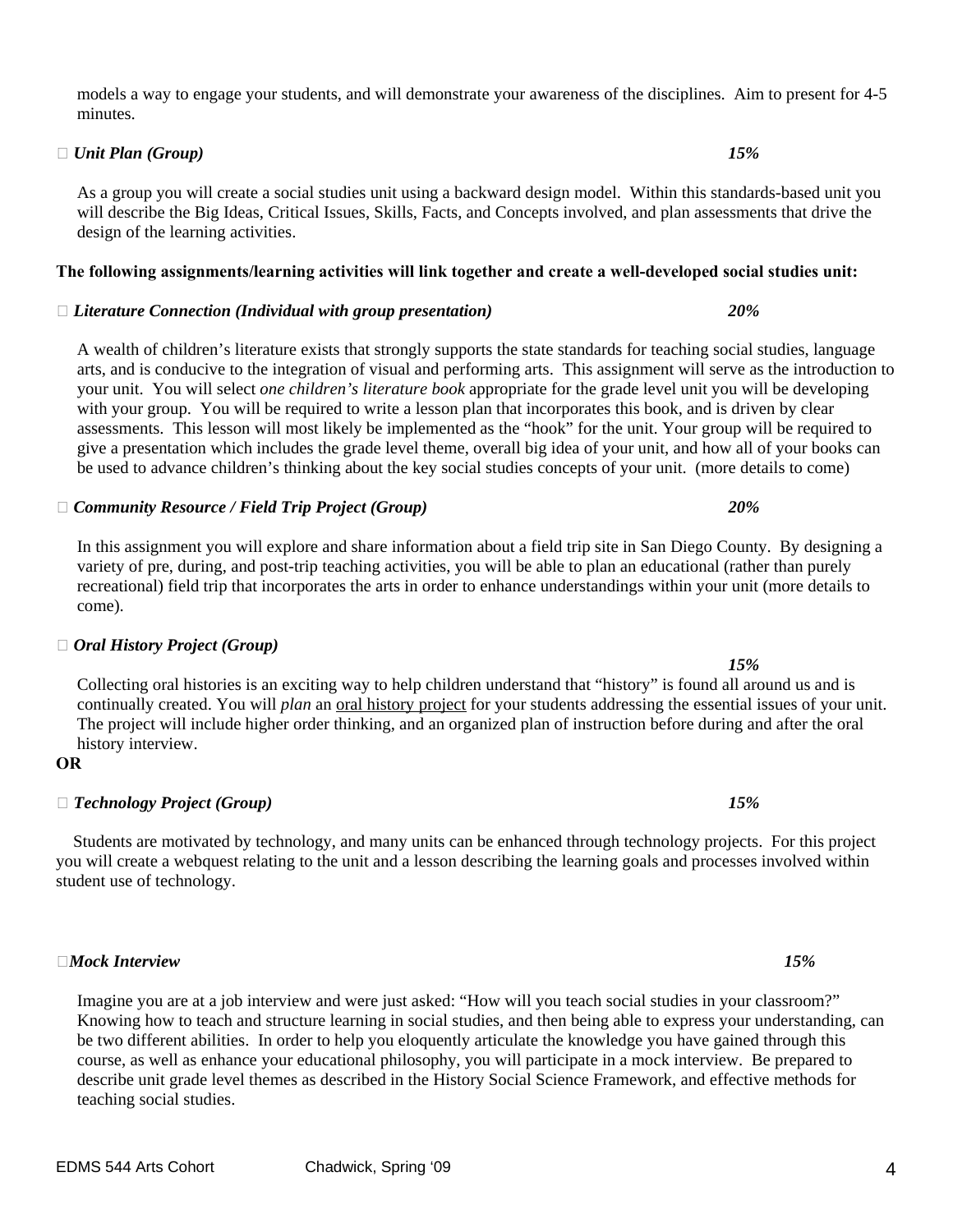models a way to engage your students, and will demonstrate your awareness of the disciplines. Aim to present for 4-5 minutes.

- ***Unit Plan (Group)*** ***15%***

  As a group you will create a social studies unit using a backward design model. Within this standards-based unit you will describe the Big Ideas, Critical Issues, Skills, Facts, and Concepts involved, and plan assessments that drive the design of the learning activities.

**The following assignments/learning activities will link together and create a well-developed social studies unit:**

- ***Literature Connection (Individual with group presentation)*** ***20%***

  A wealth of children's literature exists that strongly supports the state standards for teaching social studies, language arts, and is conducive to the integration of visual and performing arts. This assignment will serve as the introduction to your unit. You will select *one children's literature book* appropriate for the grade level unit you will be developing with your group. You will be required to write a lesson plan that incorporates this book, and is driven by clear assessments. This lesson will most likely be implemented as the "hook" for the unit. Your group will be required to give a presentation which includes the grade level theme, overall big idea of your unit, and how all of your books can be used to advance children's thinking about the key social studies concepts of your unit. (more details to come)

- ***Community Resource / Field Trip Project (Group)*** ***20%***

  In this assignment you will explore and share information about a field trip site in San Diego County. By designing a variety of pre, during, and post-trip teaching activities, you will be able to plan an educational (rather than purely recreational) field trip that incorporates the arts in order to enhance understandings within your unit (more details to come).

- ***Oral History Project (Group)*** ***15%***

  Collecting oral histories is an exciting way to help children understand that "history" is found all around us and is continually created. You will *plan* an oral history project for your students addressing the essential issues of your unit. The project will include higher order thinking, and an organized plan of instruction before during and after the oral history interview.

**OR**

- ***Technology Project (Group)*** ***15%***

  Students are motivated by technology, and many units can be enhanced through technology projects. For this project you will create a webquest relating to the unit and a lesson describing the learning goals and processes involved within student use of technology.

- ***Mock Interview*** ***15%***

  Imagine you are at a job interview and were just asked: "How will you teach social studies in your classroom?" Knowing how to teach and structure learning in social studies, and then being able to express your understanding, can be two different abilities. In order to help you eloquently articulate the knowledge you have gained through this course, as well as enhance your educational philosophy, you will participate in a mock interview. Be prepared to describe unit grade level themes as described in the History Social Science Framework, and effective methods for teaching social studies.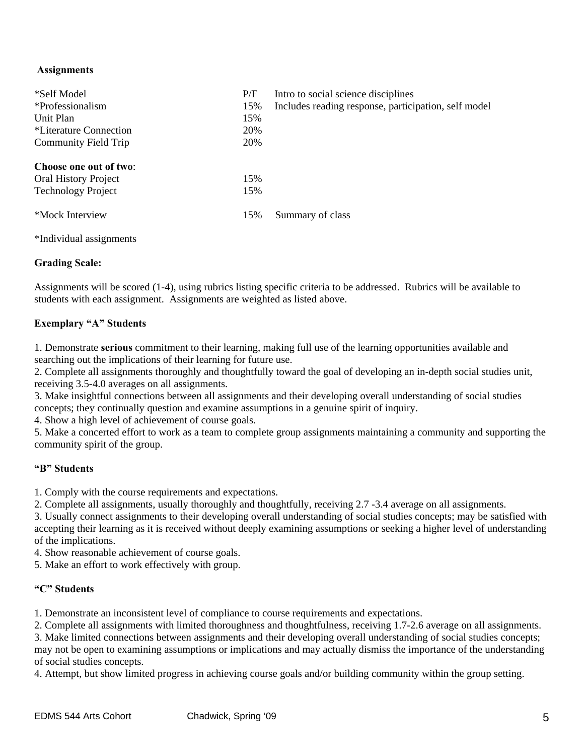### Assignments

| | | |
|---|---|---|
| *Self Model | P/F | Intro to social science disciplines |
| *Professionalism | 15% | Includes reading response, participation, self model |
| Unit Plan | 15% | |
| *Literature Connection | 20% | |
| Community Field Trip | 20% | |
| **Choose one out of two**: | | |
| Oral History Project | 15% | |
| Technology Project | 15% | |
| *Mock Interview | 15% | Summary of class |

*Individual assignments

**Grading Scale:**

Assignments will be scored (1-4), using rubrics listing specific criteria to be addressed. Rubrics will be available to students with each assignment. Assignments are weighted as listed above.

**Exemplary "A" Students**

1. Demonstrate **serious** commitment to their learning, making full use of the learning opportunities available and searching out the implications of their learning for future use.
2. Complete all assignments thoroughly and thoughtfully toward the goal of developing an in-depth social studies unit, receiving 3.5-4.0 averages on all assignments.
3. Make insightful connections between all assignments and their developing overall understanding of social studies concepts; they continually question and examine assumptions in a genuine spirit of inquiry.
4. Show a high level of achievement of course goals.
5. Make a concerted effort to work as a team to complete group assignments maintaining a community and supporting the community spirit of the group.

**"B" Students**

1. Comply with the course requirements and expectations.
2. Complete all assignments, usually thoroughly and thoughtfully, receiving 2.7 -3.4 average on all assignments.
3. Usually connect assignments to their developing overall understanding of social studies concepts; may be satisfied with accepting their learning as it is received without deeply examining assumptions or seeking a higher level of understanding of the implications.
4. Show reasonable achievement of course goals.
5. Make an effort to work effectively with group.

**"C" Students**

1. Demonstrate an inconsistent level of compliance to course requirements and expectations.
2. Complete all assignments with limited thoroughness and thoughtfulness, receiving 1.7-2.6 average on all assignments.
3. Make limited connections between assignments and their developing overall understanding of social studies concepts; may not be open to examining assumptions or implications and may actually dismiss the importance of the understanding of social studies concepts.
4. Attempt, but show limited progress in achieving course goals and/or building community within the group setting.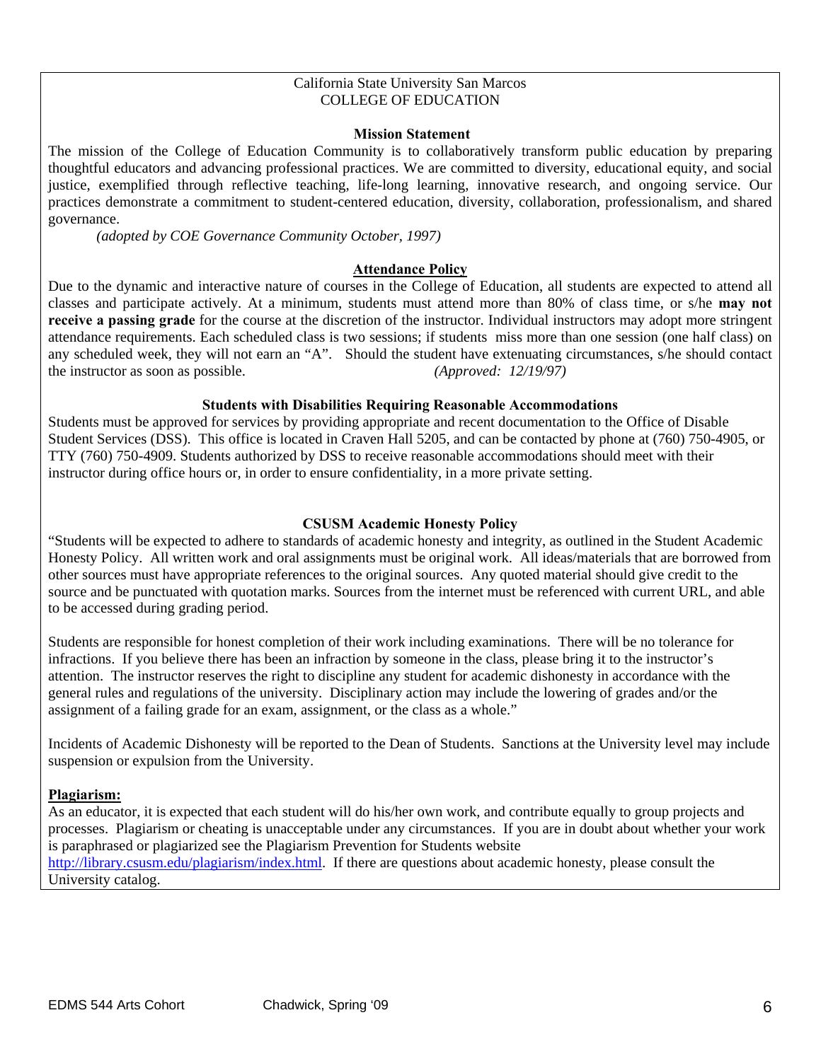California State University San Marcos
COLLEGE OF EDUCATION

### Mission Statement

The mission of the College of Education Community is to collaboratively transform public education by preparing thoughtful educators and advancing professional practices. We are committed to diversity, educational equity, and social justice, exemplified through reflective teaching, life-long learning, innovative research, and ongoing service. Our practices demonstrate a commitment to student-centered education, diversity, collaboration, professionalism, and shared governance.

*(adopted by COE Governance Community October, 1997)*

### Attendance Policy

Due to the dynamic and interactive nature of courses in the College of Education, all students are expected to attend all classes and participate actively. At a minimum, students must attend more than 80% of class time, or s/he **may not receive a passing grade** for the course at the discretion of the instructor. Individual instructors may adopt more stringent attendance requirements. Each scheduled class is two sessions; if students miss more than one session (one half class) on any scheduled week, they will not earn an "A". Should the student have extenuating circumstances, s/he should contact the instructor as soon as possible. *(Approved: 12/19/97)*

### Students with Disabilities Requiring Reasonable Accommodations

Students must be approved for services by providing appropriate and recent documentation to the Office of Disable Student Services (DSS). This office is located in Craven Hall 5205, and can be contacted by phone at (760) 750-4905, or TTY (760) 750-4909. Students authorized by DSS to receive reasonable accommodations should meet with their instructor during office hours or, in order to ensure confidentiality, in a more private setting.

### CSUSM Academic Honesty Policy

"Students will be expected to adhere to standards of academic honesty and integrity, as outlined in the Student Academic Honesty Policy. All written work and oral assignments must be original work. All ideas/materials that are borrowed from other sources must have appropriate references to the original sources. Any quoted material should give credit to the source and be punctuated with quotation marks. Sources from the internet must be referenced with current URL, and able to be accessed during grading period.

Students are responsible for honest completion of their work including examinations. There will be no tolerance for infractions. If you believe there has been an infraction by someone in the class, please bring it to the instructor's attention. The instructor reserves the right to discipline any student for academic dishonesty in accordance with the general rules and regulations of the university. Disciplinary action may include the lowering of grades and/or the assignment of a failing grade for an exam, assignment, or the class as a whole."

Incidents of Academic Dishonesty will be reported to the Dean of Students. Sanctions at the University level may include suspension or expulsion from the University.

**Plagiarism:**

As an educator, it is expected that each student will do his/her own work, and contribute equally to group projects and processes. Plagiarism or cheating is unacceptable under any circumstances. If you are in doubt about whether your work is paraphrased or plagiarized see the Plagiarism Prevention for Students website http://library.csusm.edu/plagiarism/index.html. If there are questions about academic honesty, please consult the University catalog.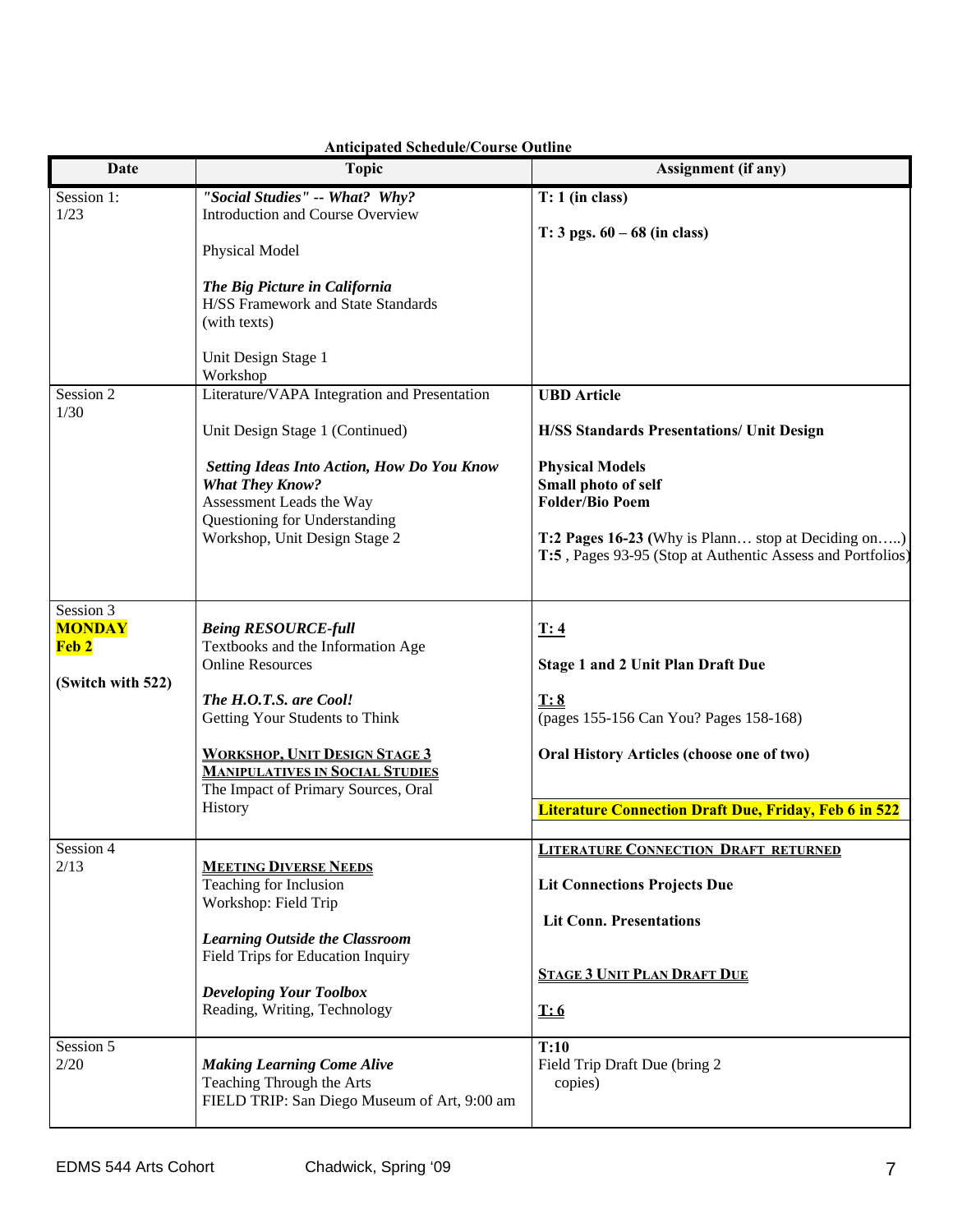**Anticipated Schedule/Course Outline**

| Date | Topic | Assignment (if any) |
|---|---|---|
| Session 1:<br>1/23 | ***"Social Studies" -- What? Why?***<br>Introduction and Course Overview<br><br>Physical Model<br><br>***The Big Picture in California***<br>H/SS Framework and State Standards (with texts)<br><br>Unit Design Stage 1 Workshop | **T: 1 (in class)**<br><br>**T: 3 pgs. 60 – 68 (in class)** |
| Session 2<br>1/30 | Literature/VAPA Integration and Presentation<br><br>Unit Design Stage 1 (Continued)<br><br>***Setting Ideas Into Action, How Do You Know What They Know?***<br>Assessment Leads the Way<br>Questioning for Understanding<br>Workshop, Unit Design Stage 2 | **UBD Article**<br><br>**H/SS Standards Presentations/ Unit Design**<br><br>**Physical Models**<br>**Small photo of self**<br>**Folder/Bio Poem**<br><br>**T:2 Pages 16-23** (Why is Plann… stop at Deciding on…..)<br>**T:5** , Pages 93-95 (Stop at Authentic Assess and Portfolios) |
| Session 3<br>**MONDAY Feb 2**<br><br>**(Switch with 522)** | ***Being RESOURCE-full***<br>Textbooks and the Information Age<br>Online Resources<br><br>***The H.O.T.S. are Cool!***<br>Getting Your Students to Think<br><br>**WORKSHOP, UNIT DESIGN STAGE 3**<br>**MANIPULATIVES IN SOCIAL STUDIES**<br>The Impact of Primary Sources, Oral History | **T: 4**<br><br>**Stage 1 and 2 Unit Plan Draft Due**<br><br>**T: 8**<br>(pages 155-156 Can You? Pages 158-168)<br><br>**Oral History Articles (choose one of two)**<br><br>**Literature Connection Draft Due, Friday, Feb 6 in 522** |
| Session 4<br>2/13 | **MEETING DIVERSE NEEDS**<br>Teaching for Inclusion<br>Workshop: Field Trip<br><br>***Learning Outside the Classroom***<br>Field Trips for Education Inquiry<br><br>***Developing Your Toolbox***<br>Reading, Writing, Technology | **LITERATURE CONNECTION DRAFT RETURNED**<br><br>**Lit Connections Projects Due**<br><br>**Lit Conn. Presentations**<br><br>**STAGE 3 UNIT PLAN DRAFT DUE**<br><br>**T: 6** |
| Session 5<br>2/20 | ***Making Learning Come Alive***<br>Teaching Through the Arts<br>FIELD TRIP: San Diego Museum of Art, 9:00 am | **T:10**<br>Field Trip Draft Due (bring 2 copies) |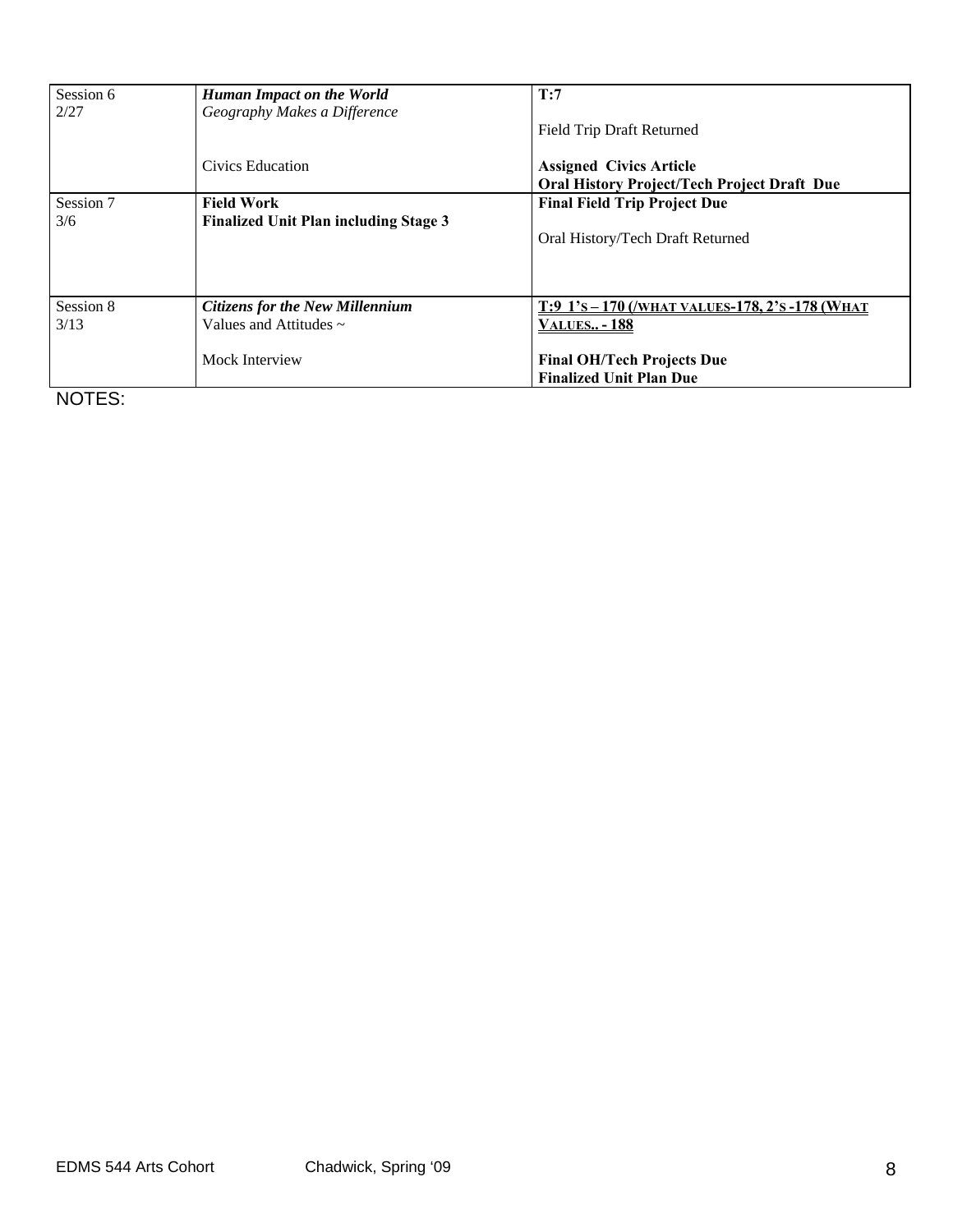| | | |
|---|---|---|
| Session 6<br>2/27 | ***Human Impact on the World***<br>*Geography Makes a Difference*<br><br>Civics Education | **T:7**<br><br>Field Trip Draft Returned<br><br>**Assigned Civics Article**<br>**Oral History Project/Tech Project Draft Due** |
| Session 7<br>3/6 | **Field Work**<br>**Finalized Unit Plan including Stage 3** | **Final Field Trip Project Due**<br><br>Oral History/Tech Draft Returned |
| Session 8<br>3/13 | ***Citizens for the New Millennium***<br>Values and Attitudes ~<br><br>Mock Interview | **<u>T:9 1'S – 170 (/WHAT VALUES-178, 2'S -178 (WHAT VALUES.. - 188</u>**<br><br>**Final OH/Tech Projects Due**<br>**Finalized Unit Plan Due** |

NOTES: